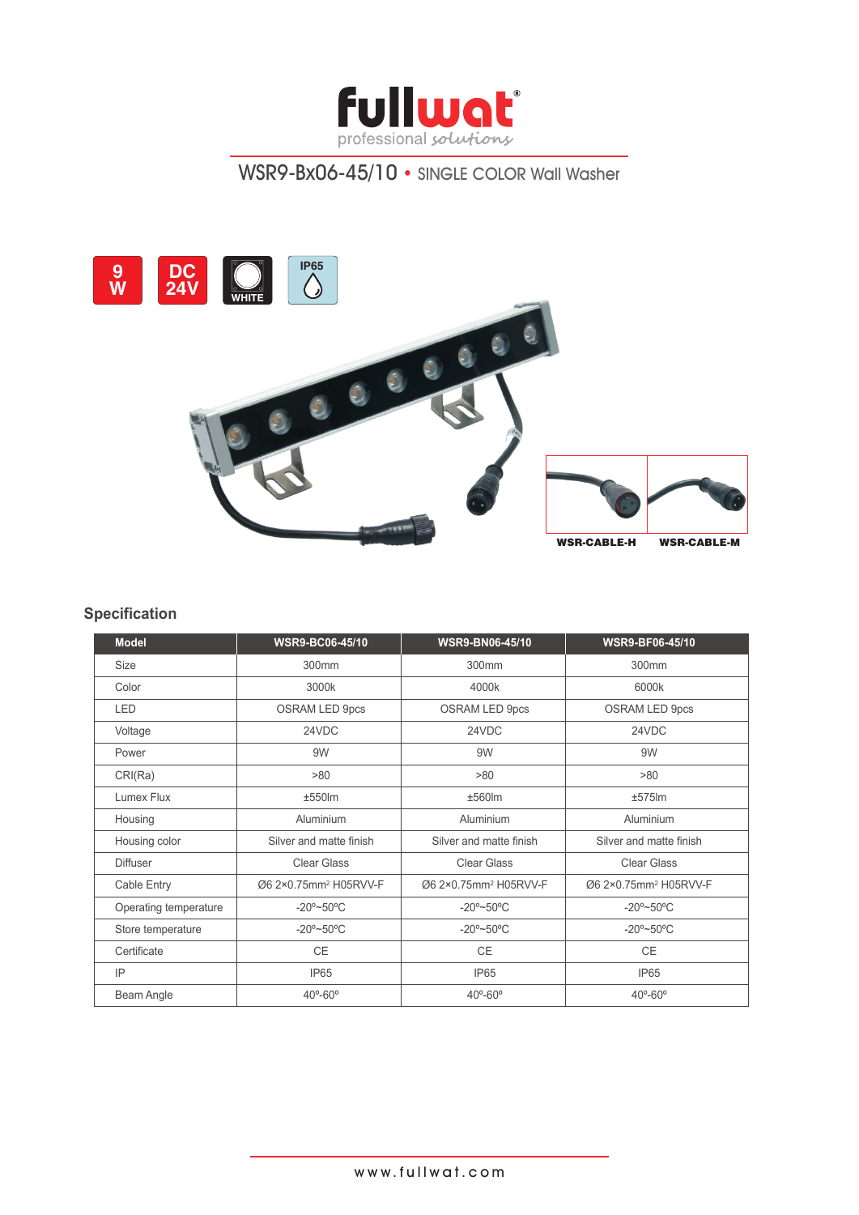# fullwat

professional solutions

## WSR9-Bx06-45/10 • SINGLE COLOR Wall Washer

9 W | DC 24V | WHITE | IP65

WSR-CABLE-H

WSR-CABLE-M

## Specification

| Model | WSR9-BC06-45/10 | WSR9-BN06-45/10 | WSR9-BF06-45/10 |
|---|---|---|---|
| Size | 300mm | 300mm | 300mm |
| Color | 3000k | 4000k | 6000k |
| LED | OSRAM LED 9pcs | OSRAM LED 9pcs | OSRAM LED 9pcs |
| Voltage | 24VDC | 24VDC | 24VDC |
| Power | 9W | 9W | 9W |
| CRI(Ra) | >80 | >80 | >80 |
| Lumex Flux | ±550lm | ±560lm | ±575lm |
| Housing | Aluminium | Aluminium | Aluminium |
| Housing color | Silver and matte finish | Silver and matte finish | Silver and matte finish |
| Diffuser | Clear Glass | Clear Glass | Clear Glass |
| Cable Entry | Ø6 2×0.75mm² H05RVV-F | Ø6 2×0.75mm² H05RVV-F | Ø6 2×0.75mm² H05RVV-F |
| Operating temperature | -20º~50ºC | -20º~50ºC | -20º~50ºC |
| Store temperature | -20º~50ºC | -20º~50ºC | -20º~50ºC |
| Certificate | CE | CE | CE |
| IP | IP65 | IP65 | IP65 |
| Beam Angle | 40º-60º | 40º-60º | 40º-60º |

www.fullwat.com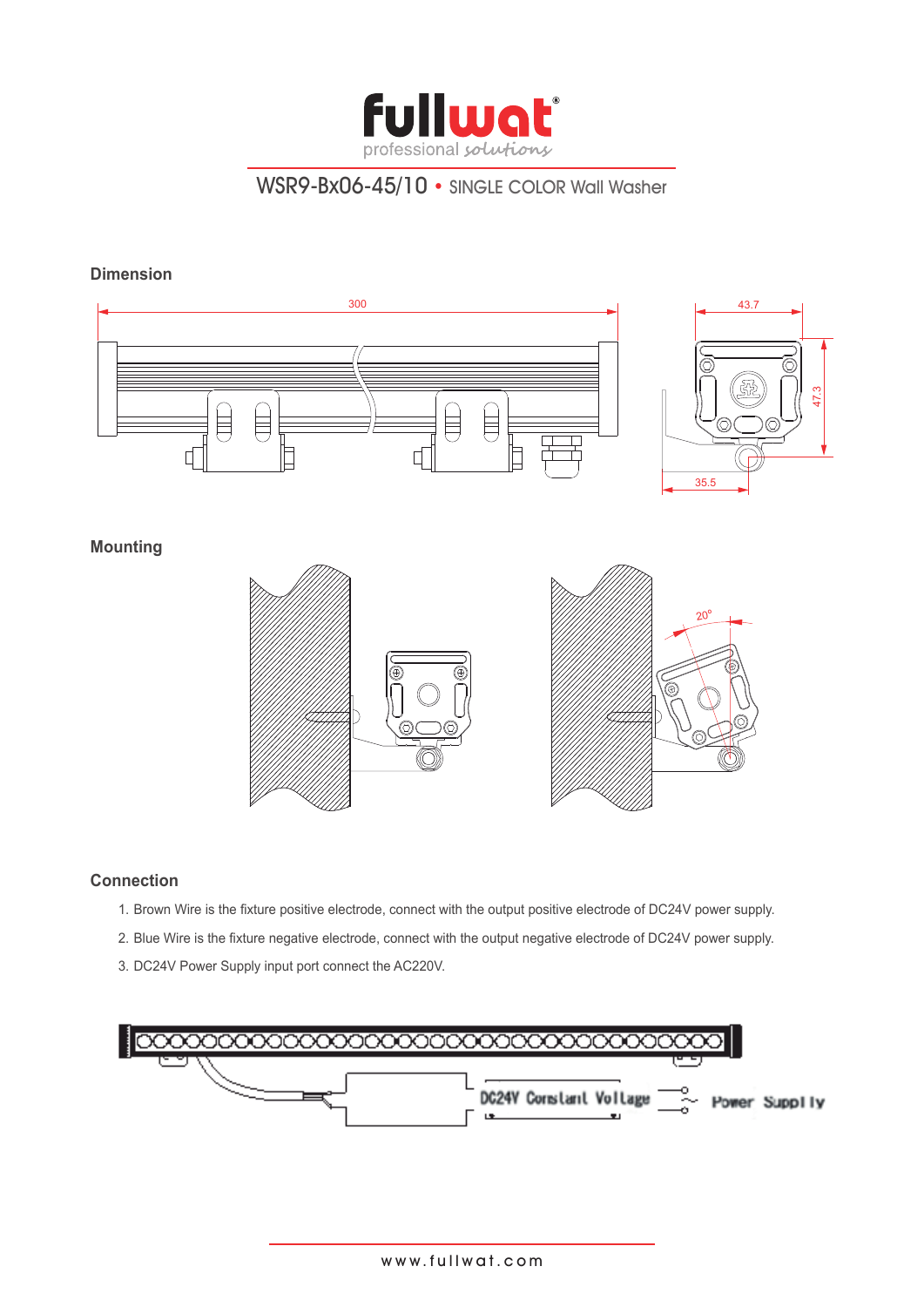fullwat
professional solutions

# WSR9-Bx06-45/10 • SINGLE COLOR Wall Washer

## Dimension

300

43.7

47.3

35.5

## Mounting

20°

## Connection

1. Brown Wire is the fixture positive electrode, connect with the output positive electrode of DC24V power supply.
2. Blue Wire is the fixture negative electrode, connect with the output negative electrode of DC24V power supply.
3. DC24V Power Supply input port connect the AC220V.

DC24V Constant Voltage

Power Supply

www.fullwat.com